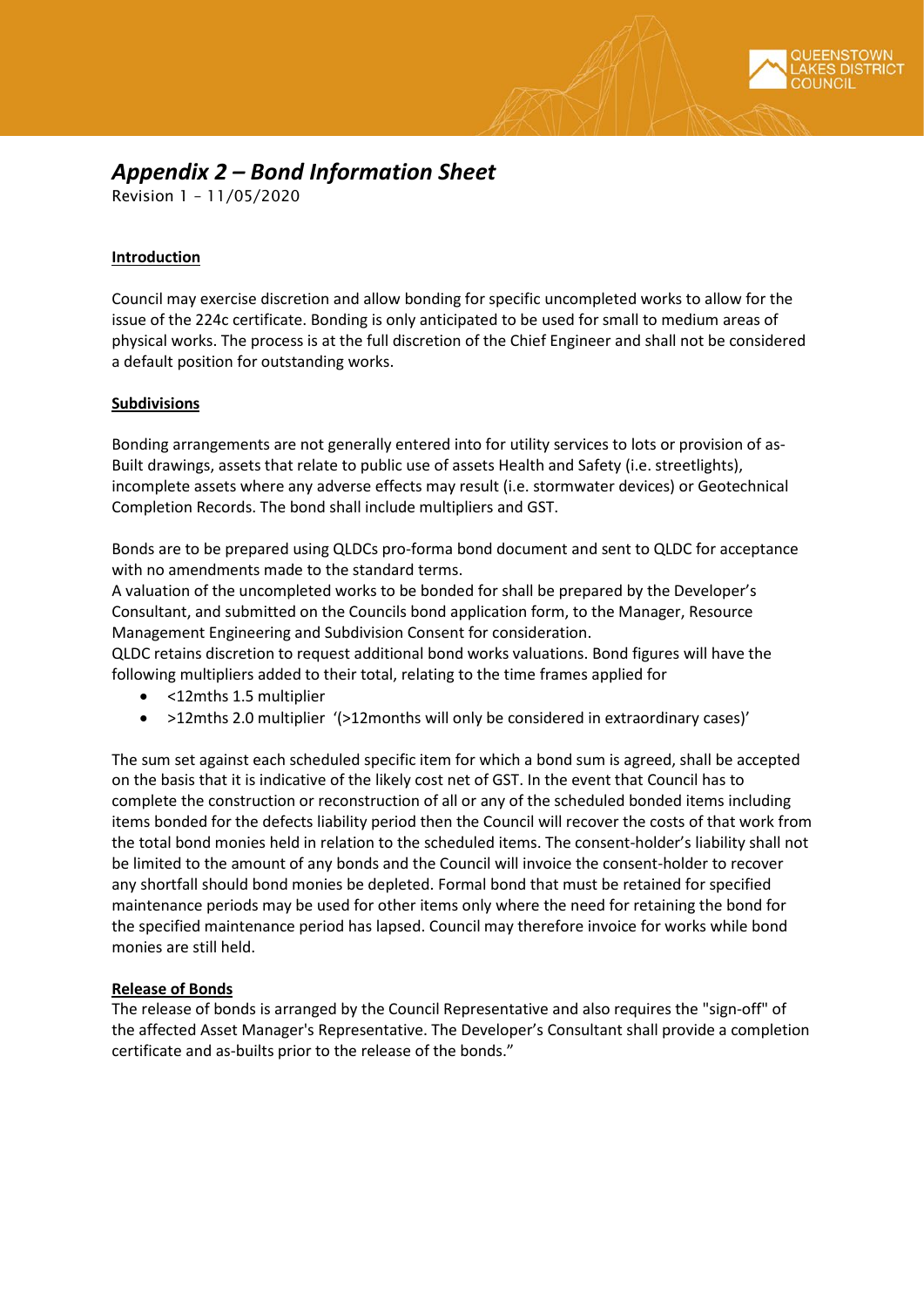# *Appendix 2 – Bond Information Sheet*

Revision 1 – 11/05/2020

**Introduction**

Council may exercise discretion and allow bonding for specific uncompleted works to allow for the issue of the 224c certificate. Bonding is only anticipated to be used for small to medium areas of physical works. The process is at the full discretion of the Chief Engineer and shall not be considered a default position for outstanding works.

**Subdivisions**

Bonding arrangements are not generally entered into for utility services to lots or provision of as-Built drawings, assets that relate to public use of assets Health and Safety (i.e. streetlights), incomplete assets where any adverse effects may result (i.e. stormwater devices) or Geotechnical Completion Records. The bond shall include multipliers and GST.

Bonds are to be prepared using QLDCs pro-forma bond document and sent to QLDC for acceptance with no amendments made to the standard terms.

A valuation of the uncompleted works to be bonded for shall be prepared by the Developer's Consultant, and submitted on the Councils bond application form, to the Manager, Resource Management Engineering and Subdivision Consent for consideration.

QLDC retains discretion to request additional bond works valuations. Bond figures will have the following multipliers added to their total, relating to the time frames applied for

- <12mths 1.5 multiplier
- >12mths 2.0 multiplier '(>12months will only be considered in extraordinary cases)'

The sum set against each scheduled specific item for which a bond sum is agreed, shall be accepted on the basis that it is indicative of the likely cost net of GST. In the event that Council has to complete the construction or reconstruction of all or any of the scheduled bonded items including items bonded for the defects liability period then the Council will recover the costs of that work from the total bond monies held in relation to the scheduled items. The consent-holder's liability shall not be limited to the amount of any bonds and the Council will invoice the consent-holder to recover any shortfall should bond monies be depleted. Formal bond that must be retained for specified maintenance periods may be used for other items only where the need for retaining the bond for the specified maintenance period has lapsed. Council may therefore invoice for works while bond monies are still held.

**Release of Bonds**

The release of bonds is arranged by the Council Representative and also requires the "sign-off" of the affected Asset Manager's Representative. The Developer's Consultant shall provide a completion certificate and as-builts prior to the release of the bonds."